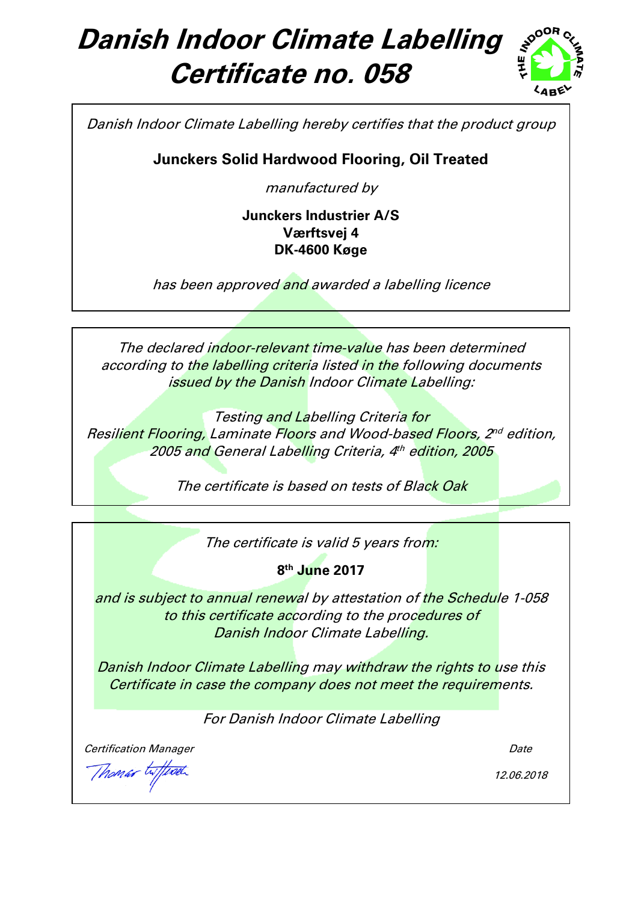# Danish Indoor Climate Labelling Certificate no. 058

*Danish Indoor Climate Labelling hereby certifies that the product group*

**Junckers Solid Hardwood Flooring, Oil Treated**

*manufactured by*

**Junckers Industrier A/S**
**Værftsvej 4**
**DK-4600 Køge**

*has been approved and awarded a labelling licence*

*The declared indoor-relevant time-value has been determined according to the labelling criteria listed in the following documents issued by the Danish Indoor Climate Labelling:*

*Testing and Labelling Criteria for Resilient Flooring, Laminate Floors and Wood-based Floors, 2nd edition, 2005 and General Labelling Criteria, 4th edition, 2005*

*The certificate is based on tests of Black Oak*

*The certificate is valid 5 years from:*

**8th June 2017**

*and is subject to annual renewal by attestation of the Schedule 1-058 to this certificate according to the procedures of Danish Indoor Climate Labelling.*

*Danish Indoor Climate Labelling may withdraw the rights to use this Certificate in case the company does not meet the requirements.*

*For Danish Indoor Climate Labelling*

| *Certification Manager* | *Date* |
| --- | --- |
| Thomas Witterseh | *12.06.2018* |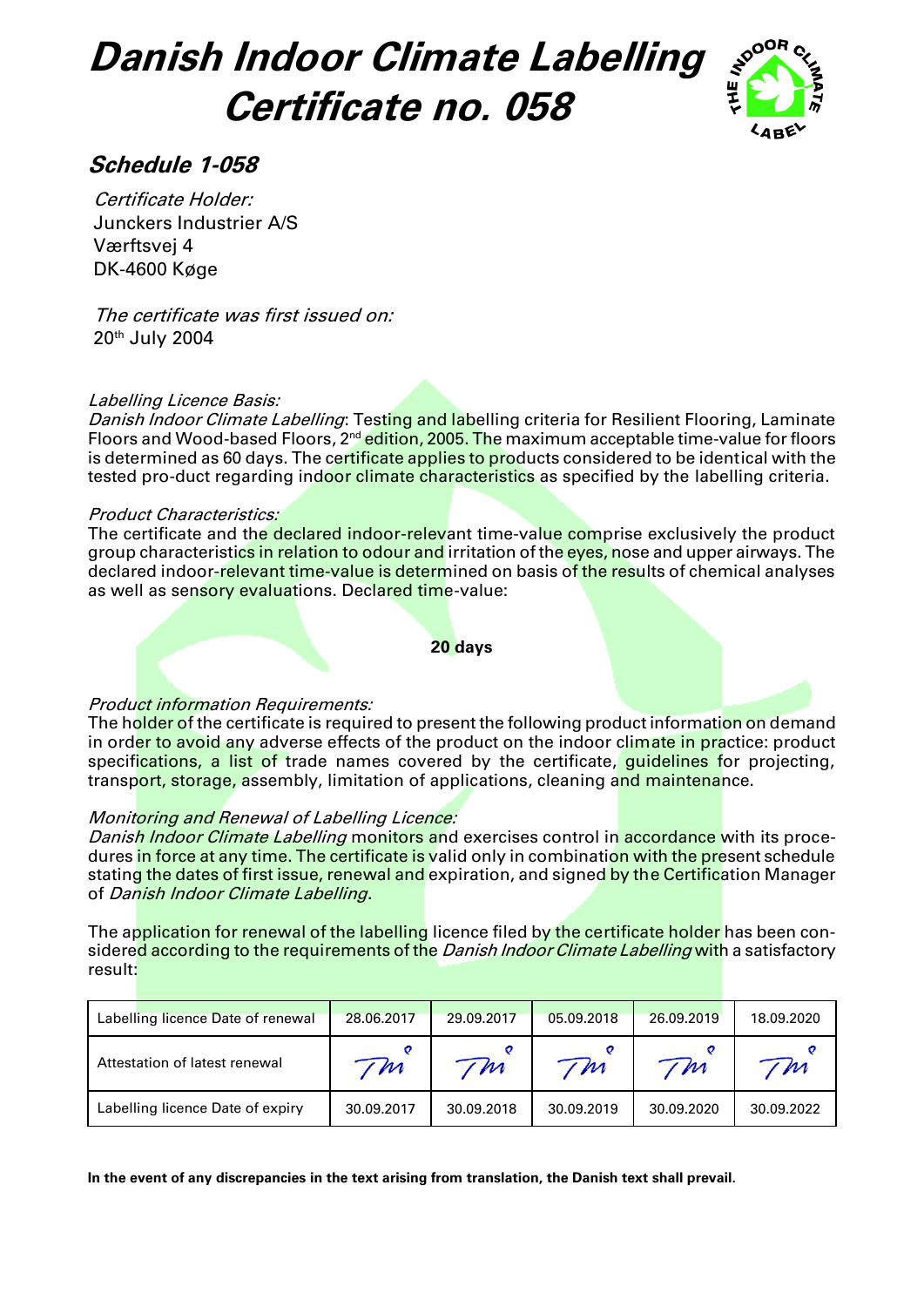# *Danish Indoor Climate Labelling Certificate no. 058*

## *Schedule 1-058*

*Certificate Holder:*
Junckers Industrier A/S
Værftsvej 4
DK-4600 Køge

*The certificate was first issued on:*
20th July 2004

*Labelling Licence Basis:*
*Danish Indoor Climate Labelling*: Testing and labelling criteria for Resilient Flooring, Laminate Floors and Wood-based Floors, 2nd edition, 2005. The maximum acceptable time-value for floors is determined as 60 days. The certificate applies to products considered to be identical with the tested pro-duct regarding indoor climate characteristics as specified by the labelling criteria.

*Product Characteristics:*
The certificate and the declared indoor-relevant time-value comprise exclusively the product group characteristics in relation to odour and irritation of the eyes, nose and upper airways. The declared indoor-relevant time-value is determined on basis of the results of chemical analyses as well as sensory evaluations. Declared time-value:

**20 days**

*Product information Requirements:*
The holder of the certificate is required to present the following product information on demand in order to avoid any adverse effects of the product on the indoor climate in practice: product specifications, a list of trade names covered by the certificate, guidelines for projecting, transport, storage, assembly, limitation of applications, cleaning and maintenance.

*Monitoring and Renewal of Labelling Licence:*
*Danish Indoor Climate Labelling* monitors and exercises control in accordance with its procedures in force at any time. The certificate is valid only in combination with the present schedule stating the dates of first issue, renewal and expiration, and signed by the Certification Manager of *Danish Indoor Climate Labelling*.

The application for renewal of the labelling licence filed by the certificate holder has been considered according to the requirements of the *Danish Indoor Climate Labelling* with a satisfactory result:

| | | | | | |
|---|---|---|---|---|---|
| Labelling licence Date of renewal | 28.06.2017 | 29.09.2017 | 05.09.2018 | 26.09.2019 | 18.09.2020 |
| Attestation of latest renewal | TM | TM | TM | TM | TM |
| Labelling licence Date of expiry | 30.09.2017 | 30.09.2018 | 30.09.2019 | 30.09.2020 | 30.09.2022 |

**In the event of any discrepancies in the text arising from translation, the Danish text shall prevail.**